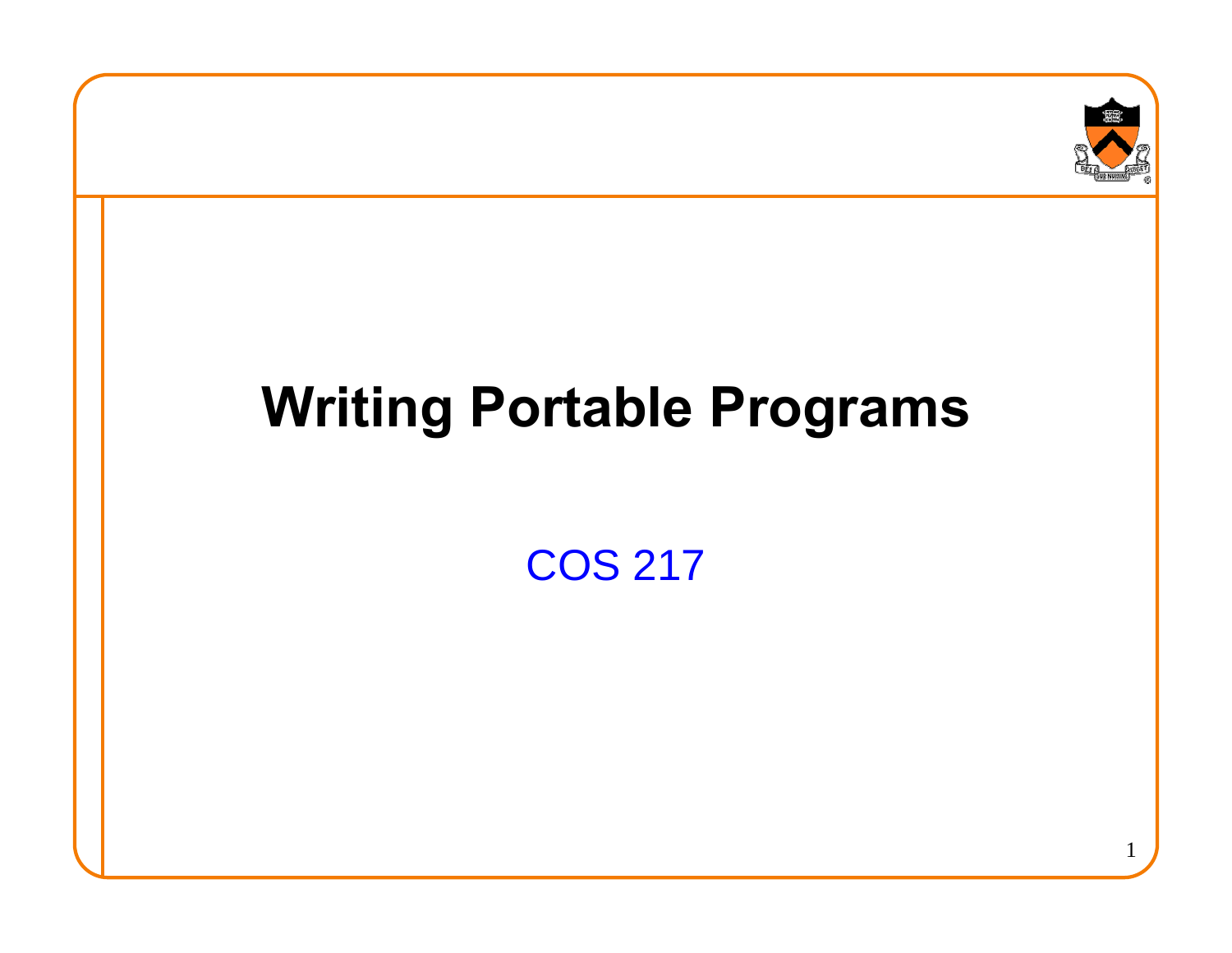# Writing Portable Programs

COS 217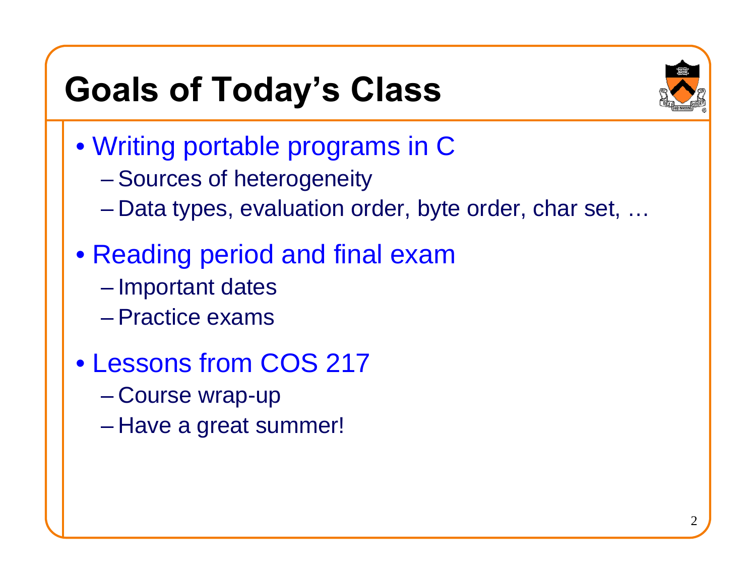# Goals of Today's Class

- Writing portable programs in C
  - Sources of heterogeneity
  - Data types, evaluation order, byte order, char set, …
- Reading period and final exam
  - Important dates
  - Practice exams
- Lessons from COS 217
  - Course wrap-up
  - Have a great summer!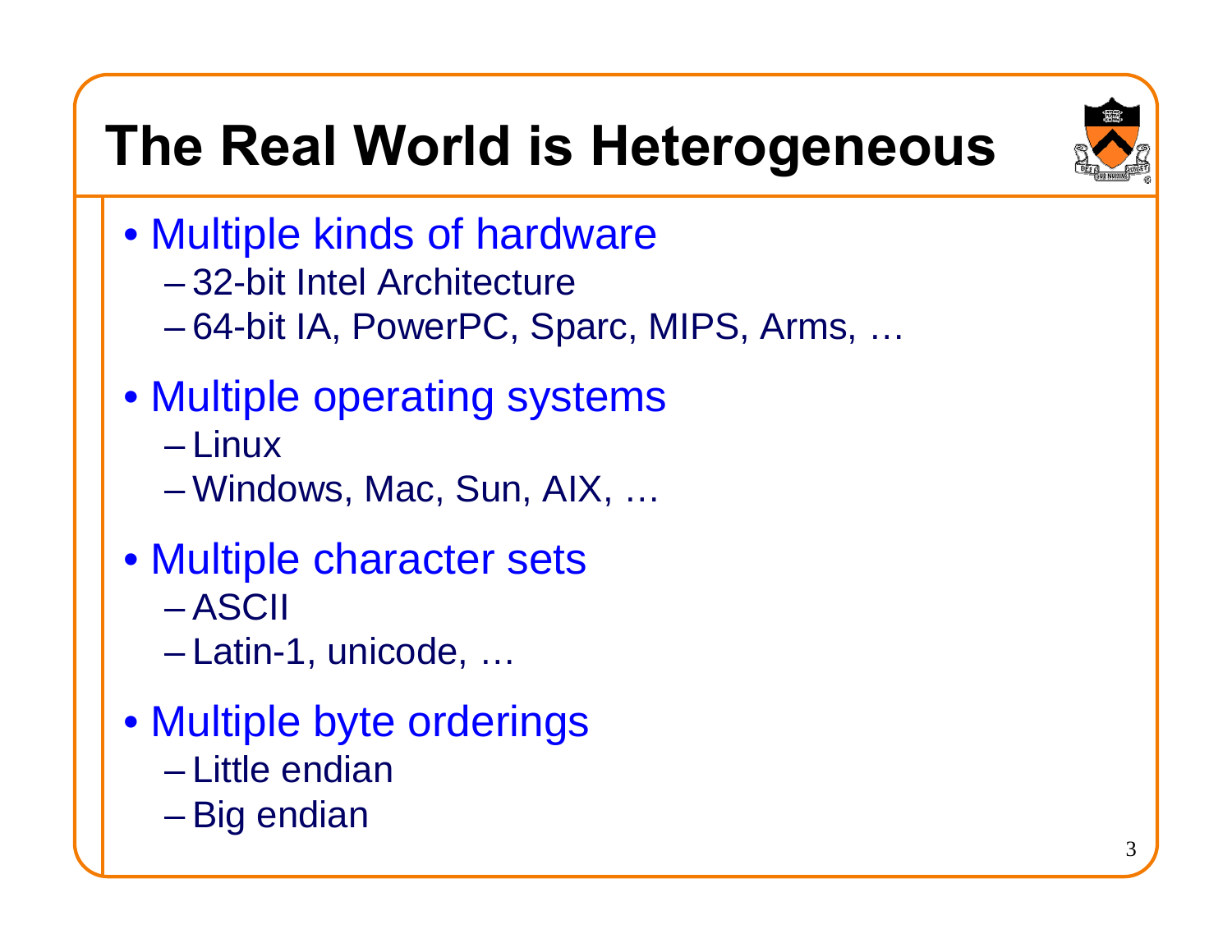# The Real World is Heterogeneous

- Multiple kinds of hardware
  - 32-bit Intel Architecture
  - 64-bit IA, PowerPC, Sparc, MIPS, Arms, …
- Multiple operating systems
  - Linux
  - Windows, Mac, Sun, AIX, …
- Multiple character sets
  - ASCII
  - Latin-1, unicode, …
- Multiple byte orderings
  - Little endian
  - Big endian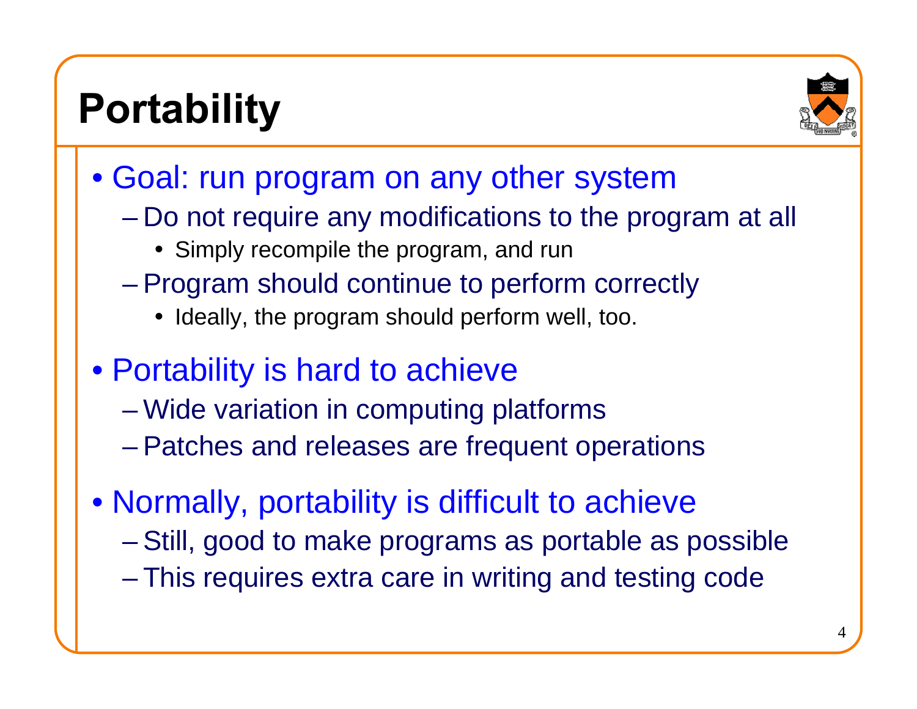# Portability

- Goal: run program on any other system
  - Do not require any modifications to the program at all
    - Simply recompile the program, and run
  - Program should continue to perform correctly
    - Ideally, the program should perform well, too.
- Portability is hard to achieve
  - Wide variation in computing platforms
  - Patches and releases are frequent operations
- Normally, portability is difficult to achieve
  - Still, good to make programs as portable as possible
  - This requires extra care in writing and testing code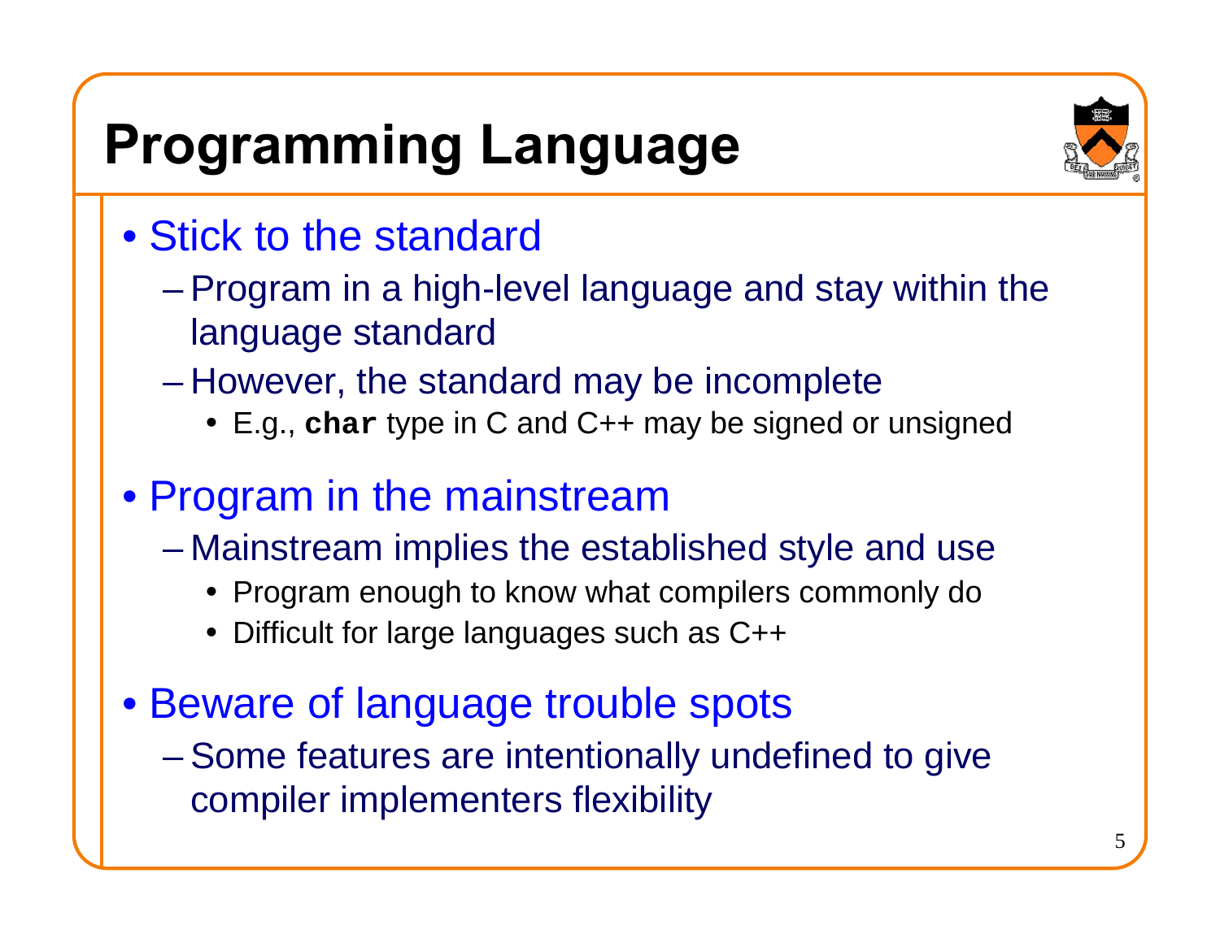# Programming Language

- Stick to the standard
  - Program in a high-level language and stay within the language standard
  - However, the standard may be incomplete
    - E.g., **`char`** type in C and C++ may be signed or unsigned
- Program in the mainstream
  - Mainstream implies the established style and use
    - Program enough to know what compilers commonly do
    - Difficult for large languages such as C++
- Beware of language trouble spots
  - Some features are intentionally undefined to give compiler implementers flexibility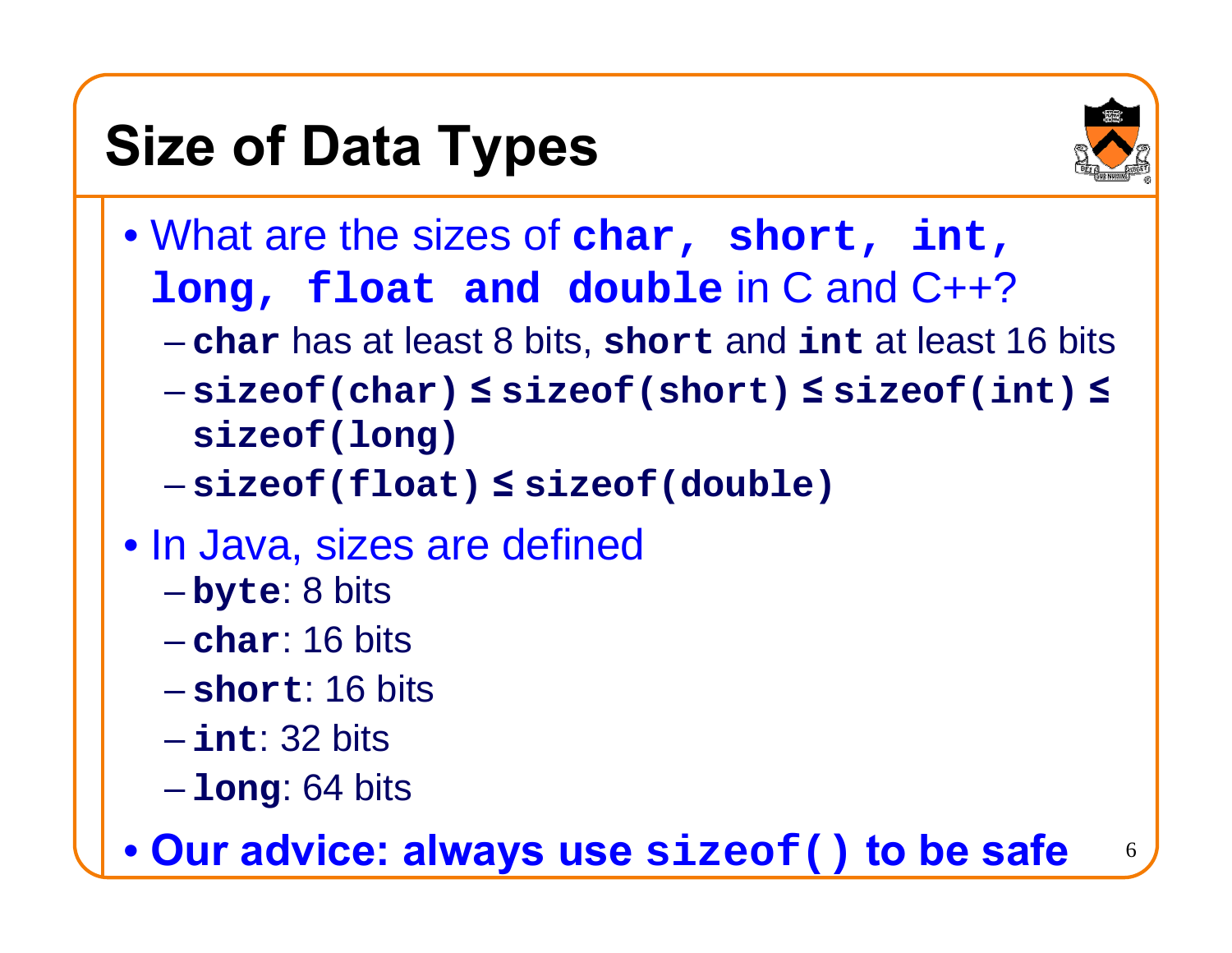# Size of Data Types

- What are the sizes of **`char, short, int, long, float and double`** in C and C++?
  - **`char`** has at least 8 bits, **`short`** and **`int`** at least 16 bits
  - **`sizeof(char)`** ≤ **`sizeof(short)`** ≤ **`sizeof(int)`** ≤ **`sizeof(long)`**
  - **`sizeof(float)`** ≤ **`sizeof(double)`**
- In Java, sizes are defined
  - **`byte`**: 8 bits
  - **`char`**: 16 bits
  - **`short`**: 16 bits
  - **`int`**: 32 bits
  - **`long`**: 64 bits
- **Our advice: always use `sizeof()` to be safe**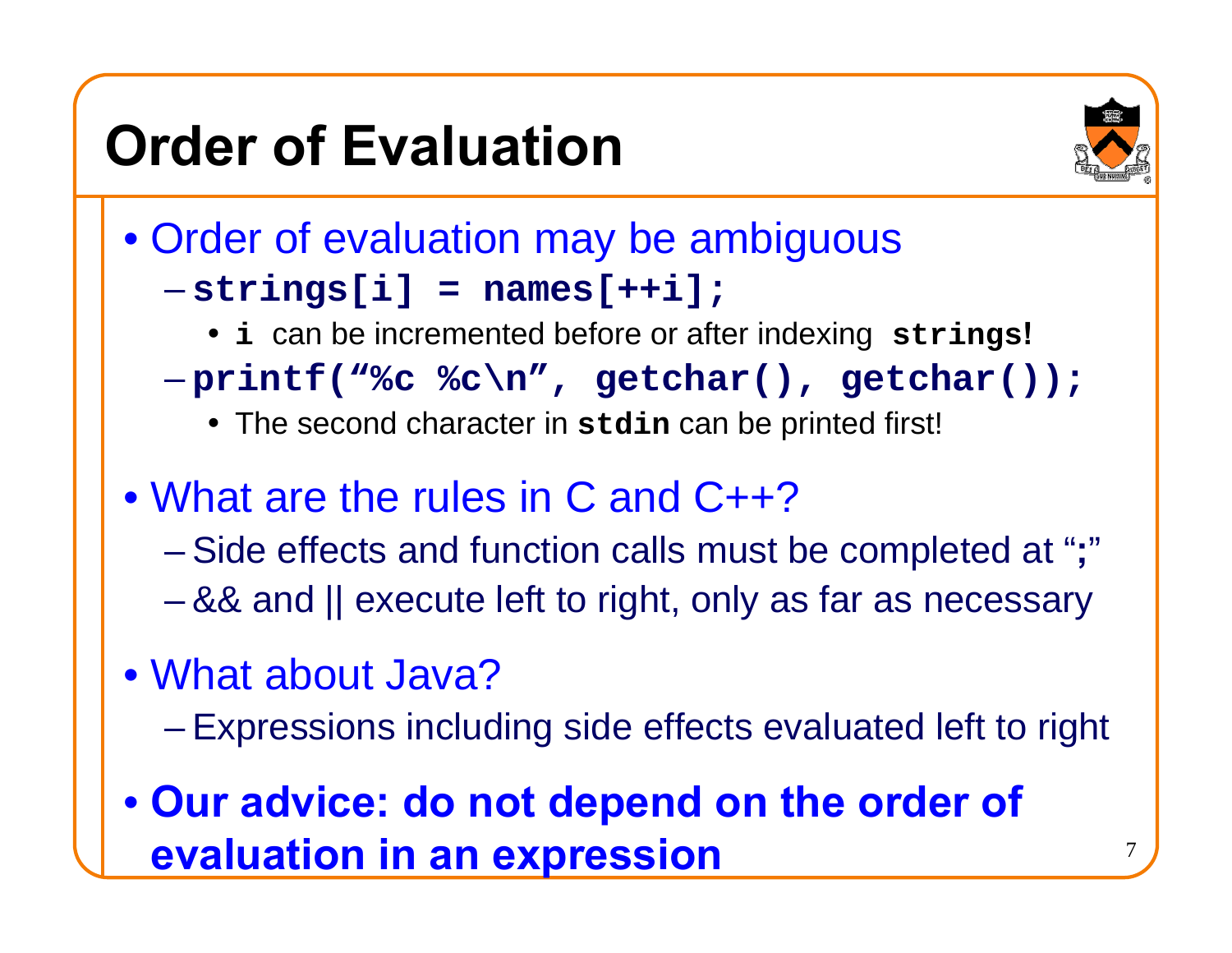# Order of Evaluation

- Order of evaluation may be ambiguous
  - `strings[i] = names[++i];`
    - `i` can be incremented before or after indexing `strings`!
  - `printf("%c %c\n", getchar(), getchar());`
    - The second character in `stdin` can be printed first!
- What are the rules in C and C++?
  - Side effects and function calls must be completed at "**;**"
  - && and || execute left to right, only as far as necessary
- What about Java?
  - Expressions including side effects evaluated left to right
- **Our advice: do not depend on the order of evaluation in an expression**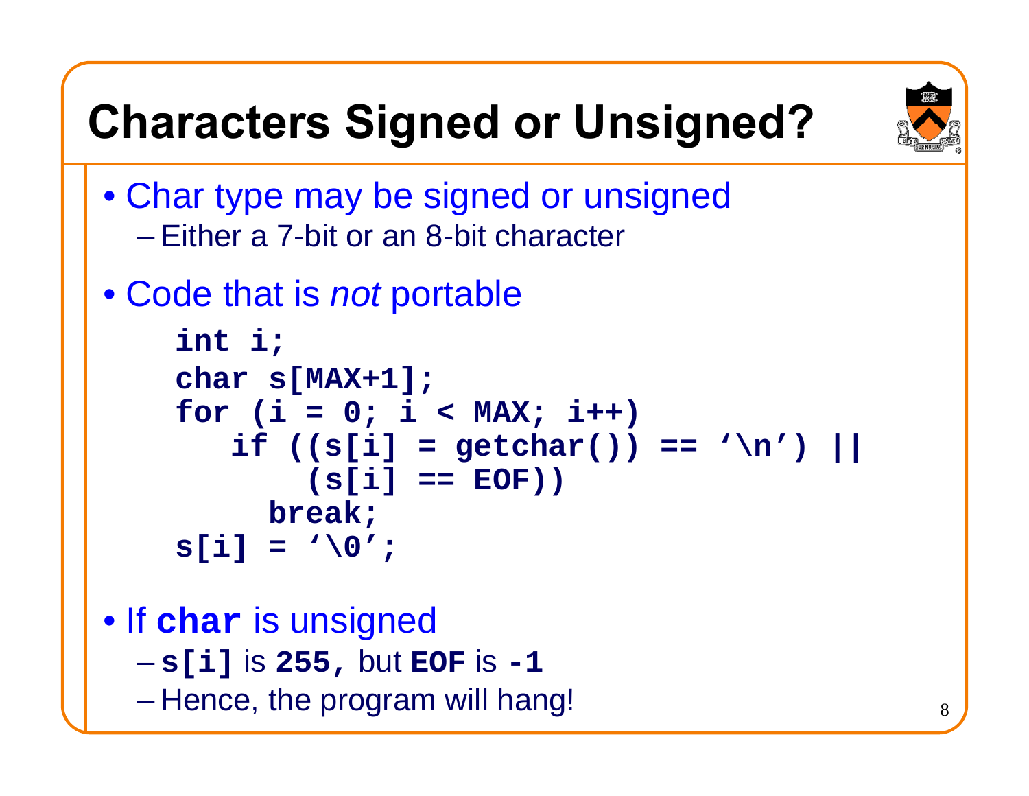# Characters Signed or Unsigned?

- Char type may be signed or unsigned
  - Either a 7-bit or an 8-bit character
- Code that is *not* portable

```
int i;
char s[MAX+1];
for (i = 0; i < MAX; i++)
   if ((s[i] = getchar()) == '\n') ||
        (s[i] == EOF))
      break;
s[i] = '\0';
```

- If **`char`** is unsigned
  - **`s[i]`** is **`255,`** but **`EOF`** is **`-1`**
  - Hence, the program will hang!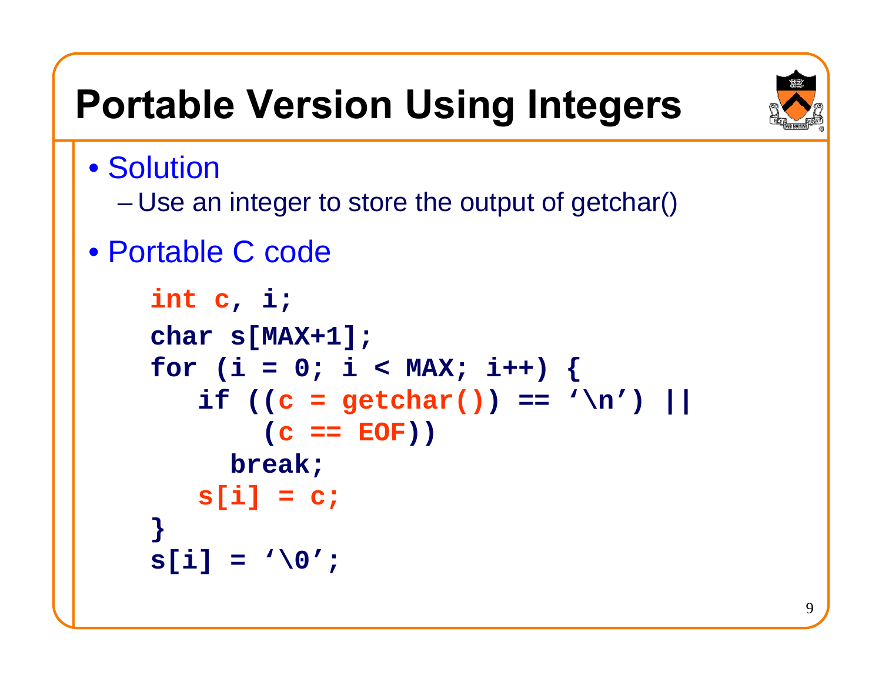# Portable Version Using Integers

- Solution
  - Use an integer to store the output of getchar()
- Portable C code

```
int c, i;
char s[MAX+1];
for (i = 0; i < MAX; i++) {
   if ((c = getchar()) == '\n') ||
        (c == EOF))
     break;
   s[i] = c;
}
s[i] = '\0';
```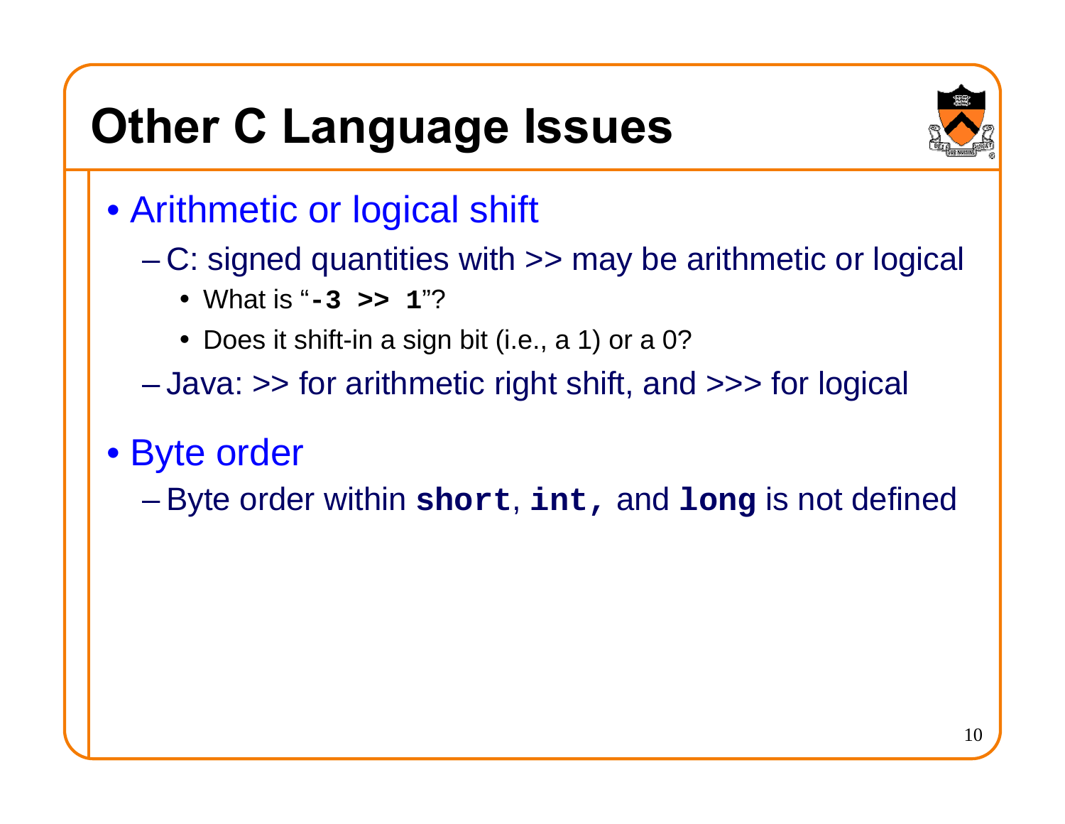# Other C Language Issues

- Arithmetic or logical shift
  - C: signed quantities with >> may be arithmetic or logical
    - What is "`-3 >> 1`"?
    - Does it shift-in a sign bit (i.e., a 1) or a 0?
  - Java: >> for arithmetic right shift, and >>> for logical
- Byte order
  - Byte order within **`short`**, **`int,`** and **`long`** is not defined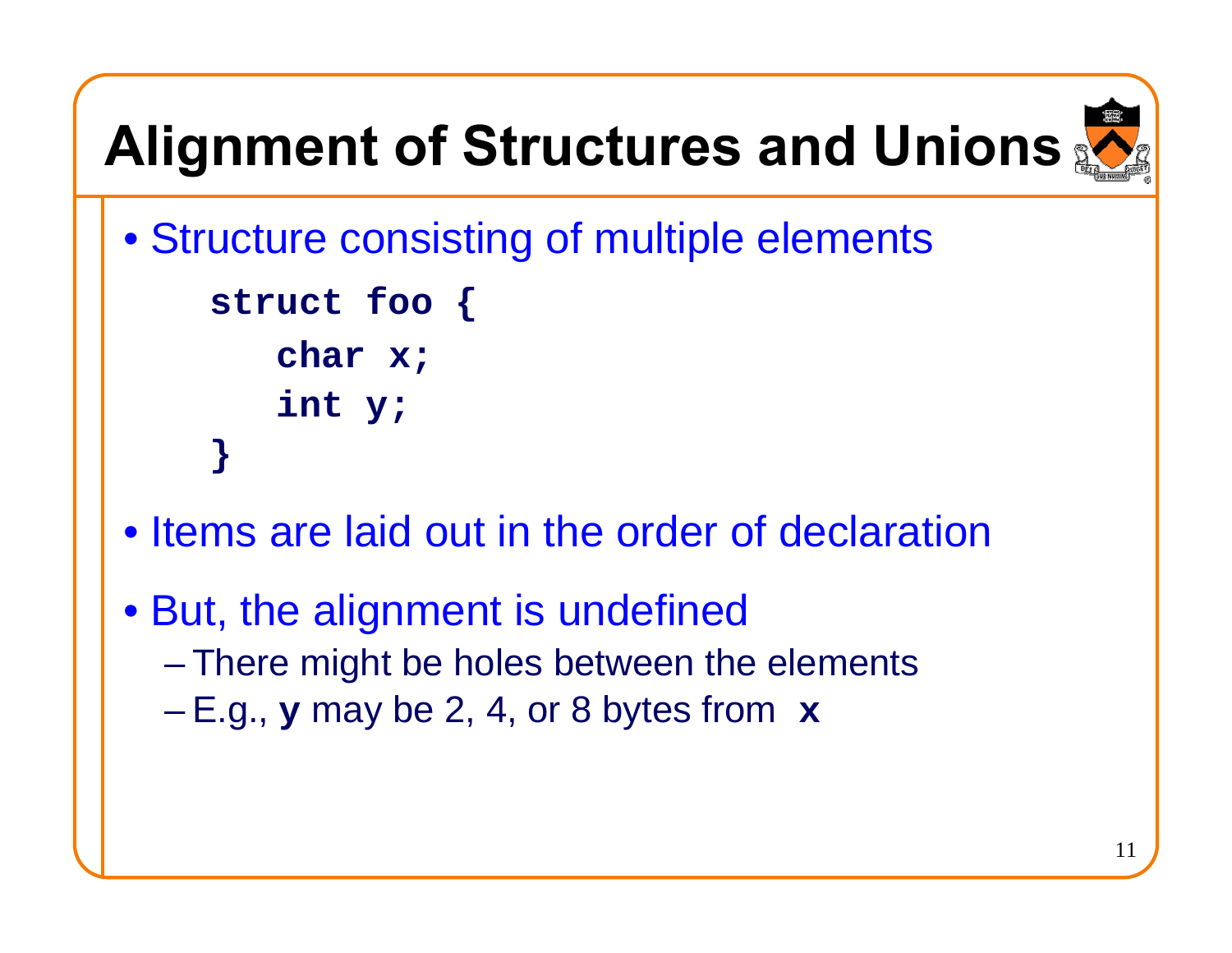# Alignment of Structures and Unions

- Structure consisting of multiple elements

```
struct foo {
    char x;
    int y;
}
```

- Items are laid out in the order of declaration
- But, the alignment is undefined
  - There might be holes between the elements
  - E.g., **y** may be 2, 4, or 8 bytes from **x**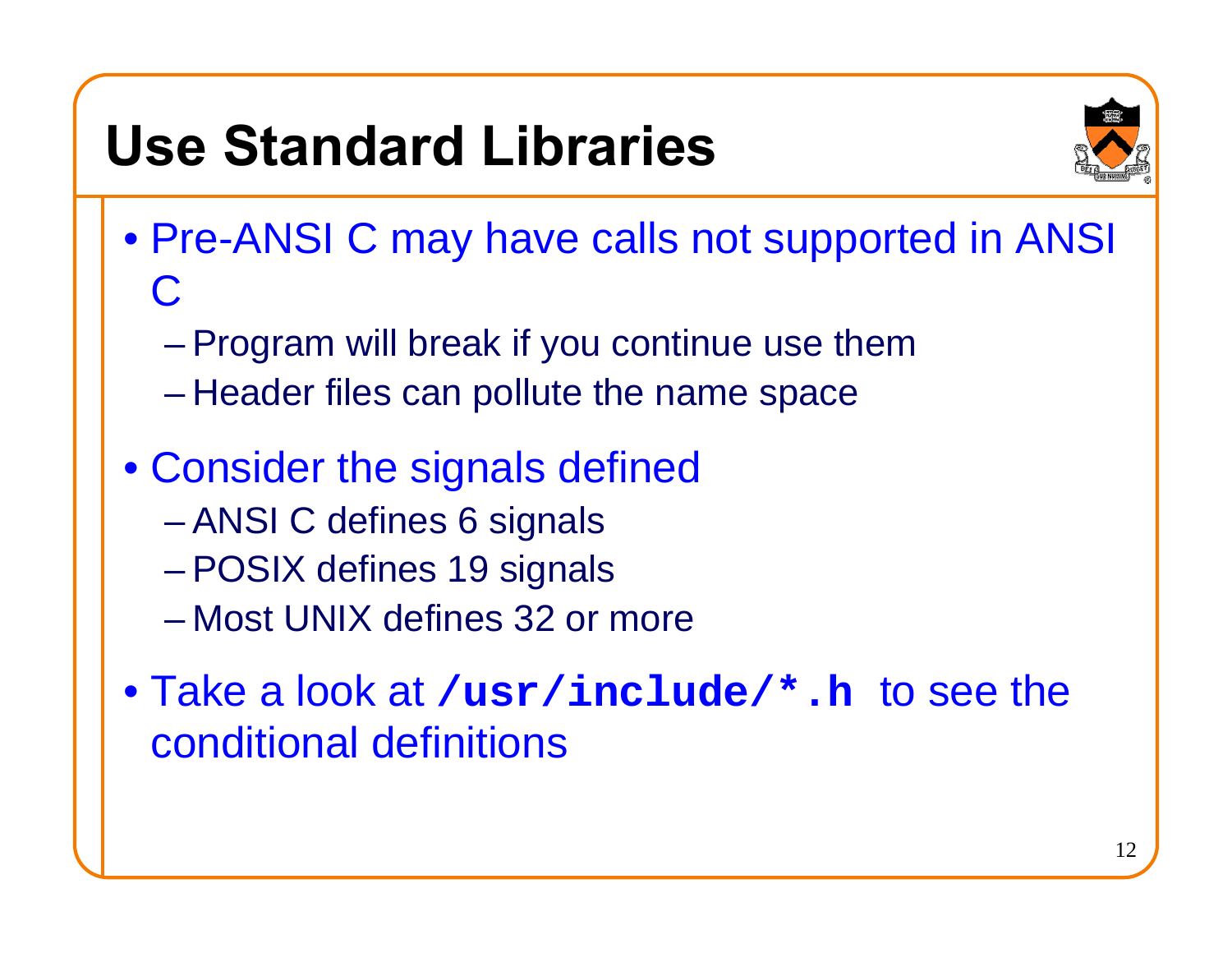# Use Standard Libraries

- Pre-ANSI C may have calls not supported in ANSI C
  - Program will break if you continue use them
  - Header files can pollute the name space
- Consider the signals defined
  - ANSI C defines 6 signals
  - POSIX defines 19 signals
  - Most UNIX defines 32 or more
- Take a look at **`/usr/include/*.h`** to see the conditional definitions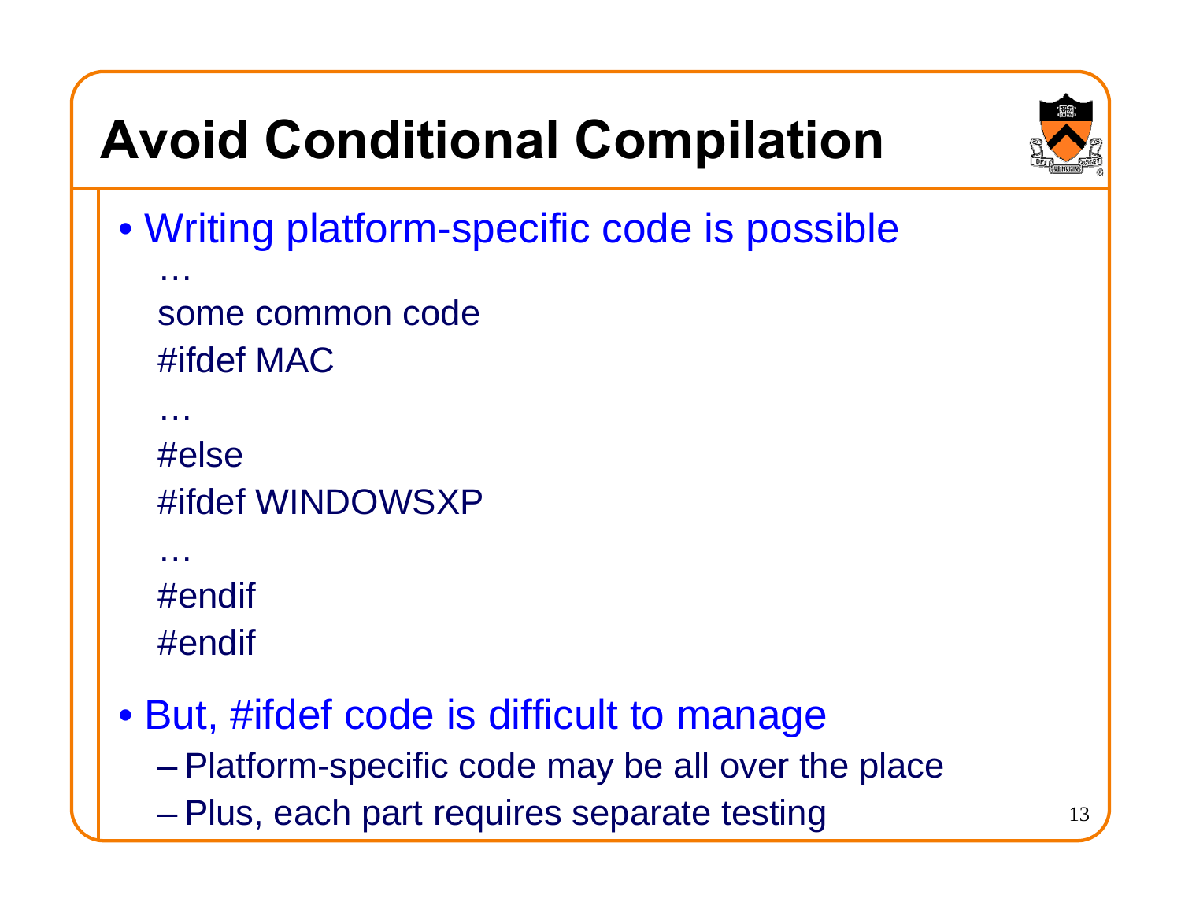# Avoid Conditional Compilation

- Writing platform-specific code is possible

```
…
some common code
#ifdef MAC
…
#else
#ifdef WINDOWSXP
…
#endif
#endif
```

- But, #ifdef code is difficult to manage
  - Platform-specific code may be all over the place
  - Plus, each part requires separate testing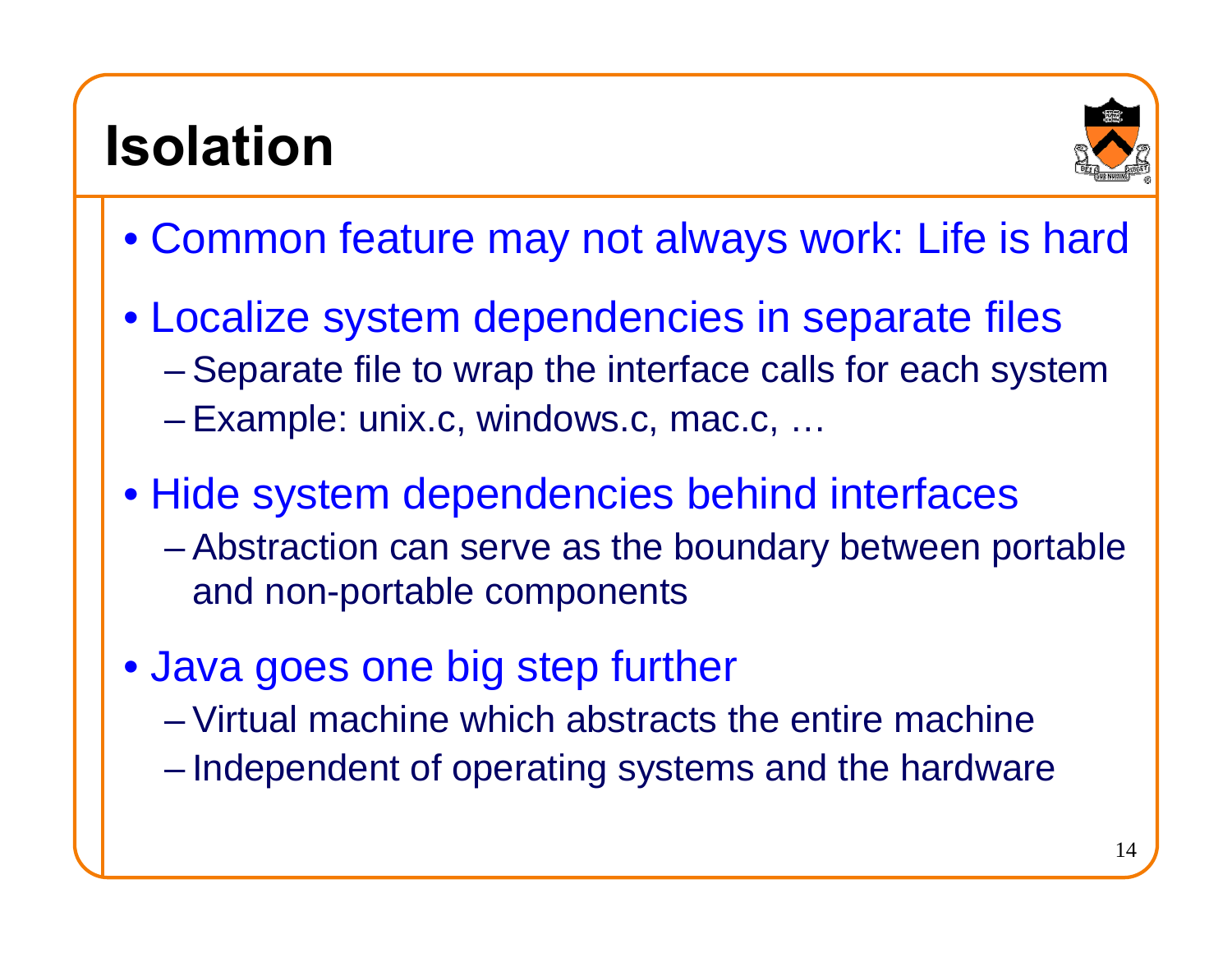# Isolation

- Common feature may not always work: Life is hard
- Localize system dependencies in separate files
  - Separate file to wrap the interface calls for each system
  - Example: unix.c, windows.c, mac.c, …
- Hide system dependencies behind interfaces
  - Abstraction can serve as the boundary between portable and non-portable components
- Java goes one big step further
  - Virtual machine which abstracts the entire machine
  - Independent of operating systems and the hardware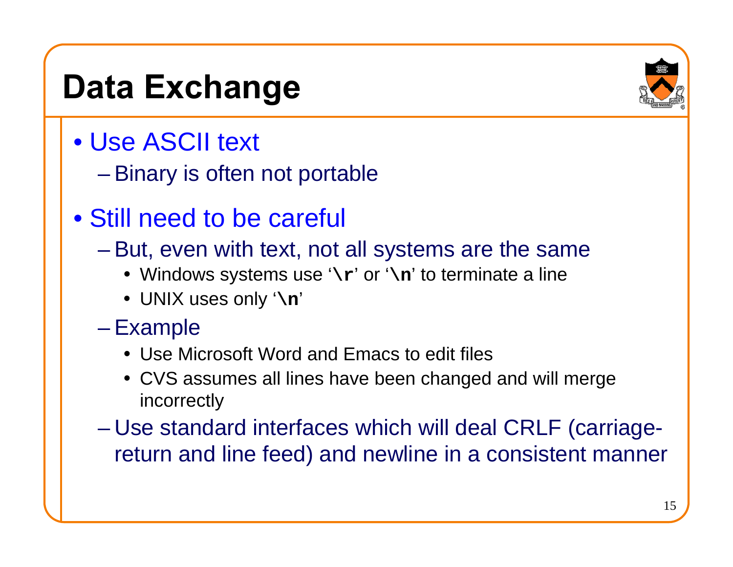# Data Exchange

- Use ASCII text
  - Binary is often not portable
- Still need to be careful
  - But, even with text, not all systems are the same
    - Windows systems use '**\r**' or '**\n**' to terminate a line
    - UNIX uses only '**\n**'
  - Example
    - Use Microsoft Word and Emacs to edit files
    - CVS assumes all lines have been changed and will merge incorrectly
  - Use standard interfaces which will deal CRLF (carriage-return and line feed) and newline in a consistent manner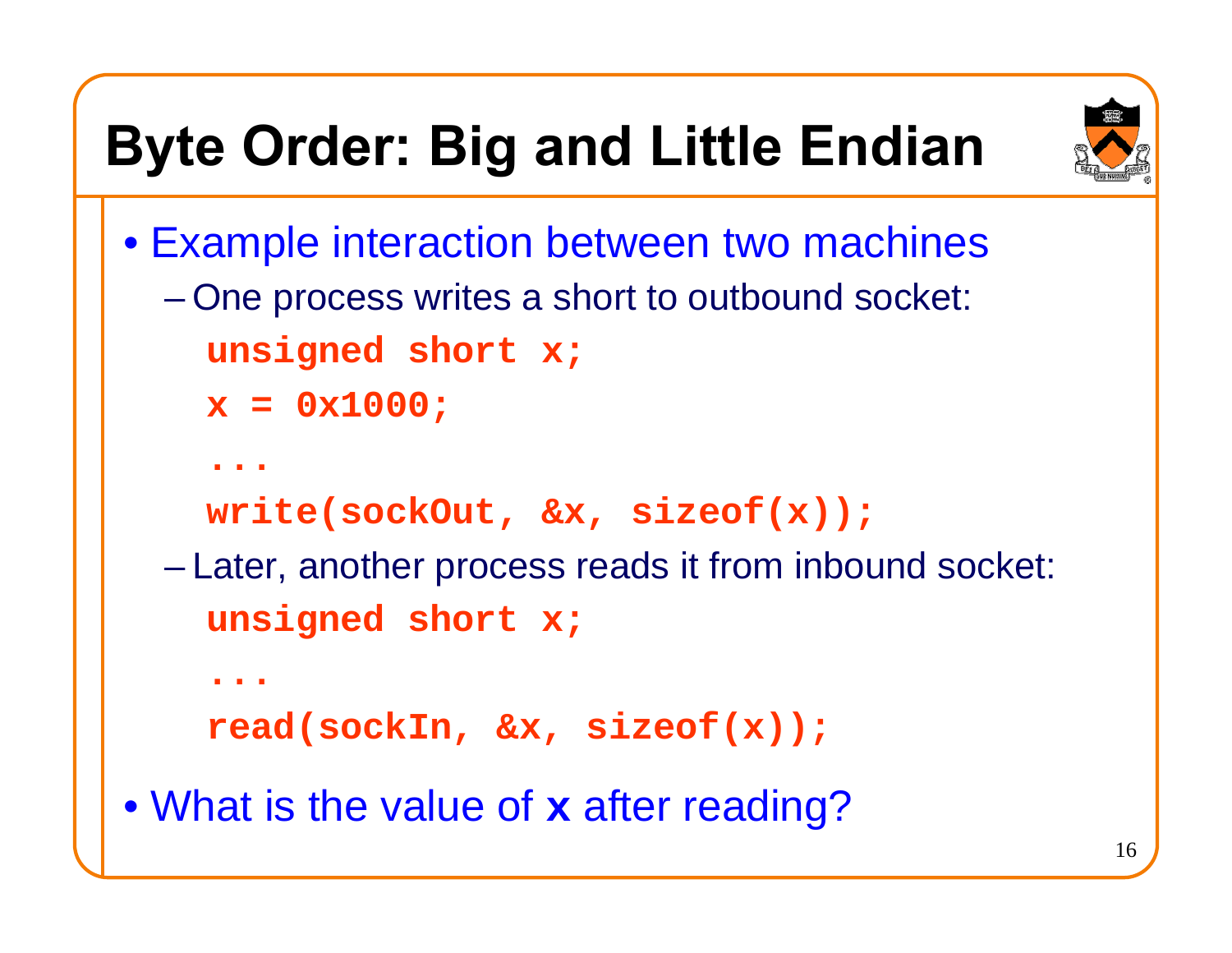# Byte Order: Big and Little Endian

- Example interaction between two machines
  - One process writes a short to outbound socket:

```
unsigned short x;
x = 0x1000;
...
write(sockOut, &x, sizeof(x));
```

  - Later, another process reads it from inbound socket:

```
unsigned short x;
...
read(sockIn, &x, sizeof(x));
```

- What is the value of **`x`** after reading?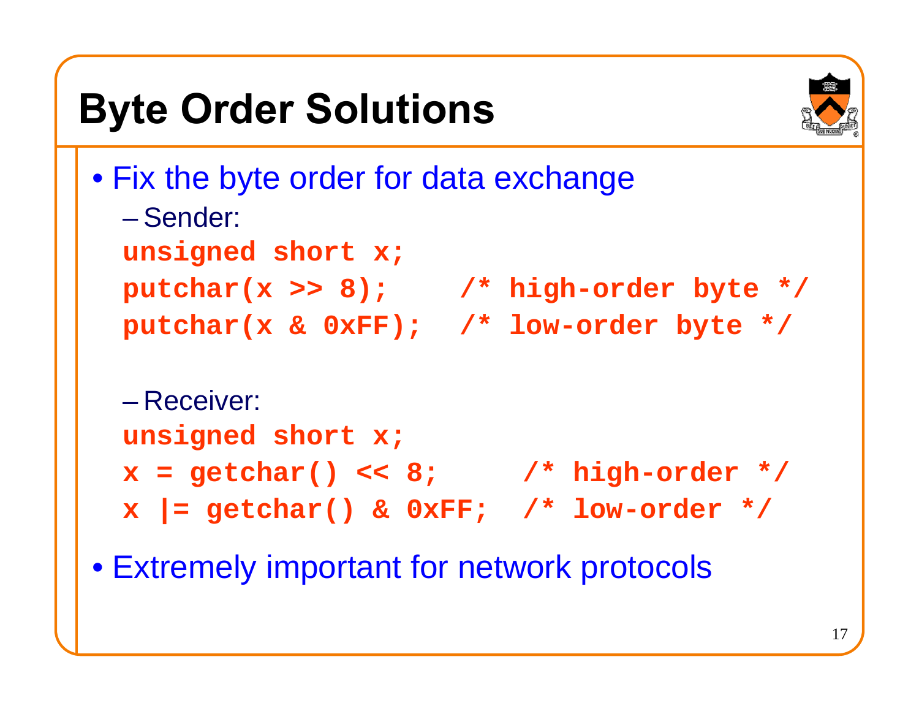# Byte Order Solutions

- Fix the byte order for data exchange
  - Sender:

```
unsigned short x;
putchar(x >> 8);     /* high-order byte */
putchar(x & 0xFF);   /* low-order byte */
```

  - Receiver:

```
unsigned short x;
x = getchar() << 8;     /* high-order */
x |= getchar() & 0xFF;  /* low-order */
```

- Extremely important for network protocols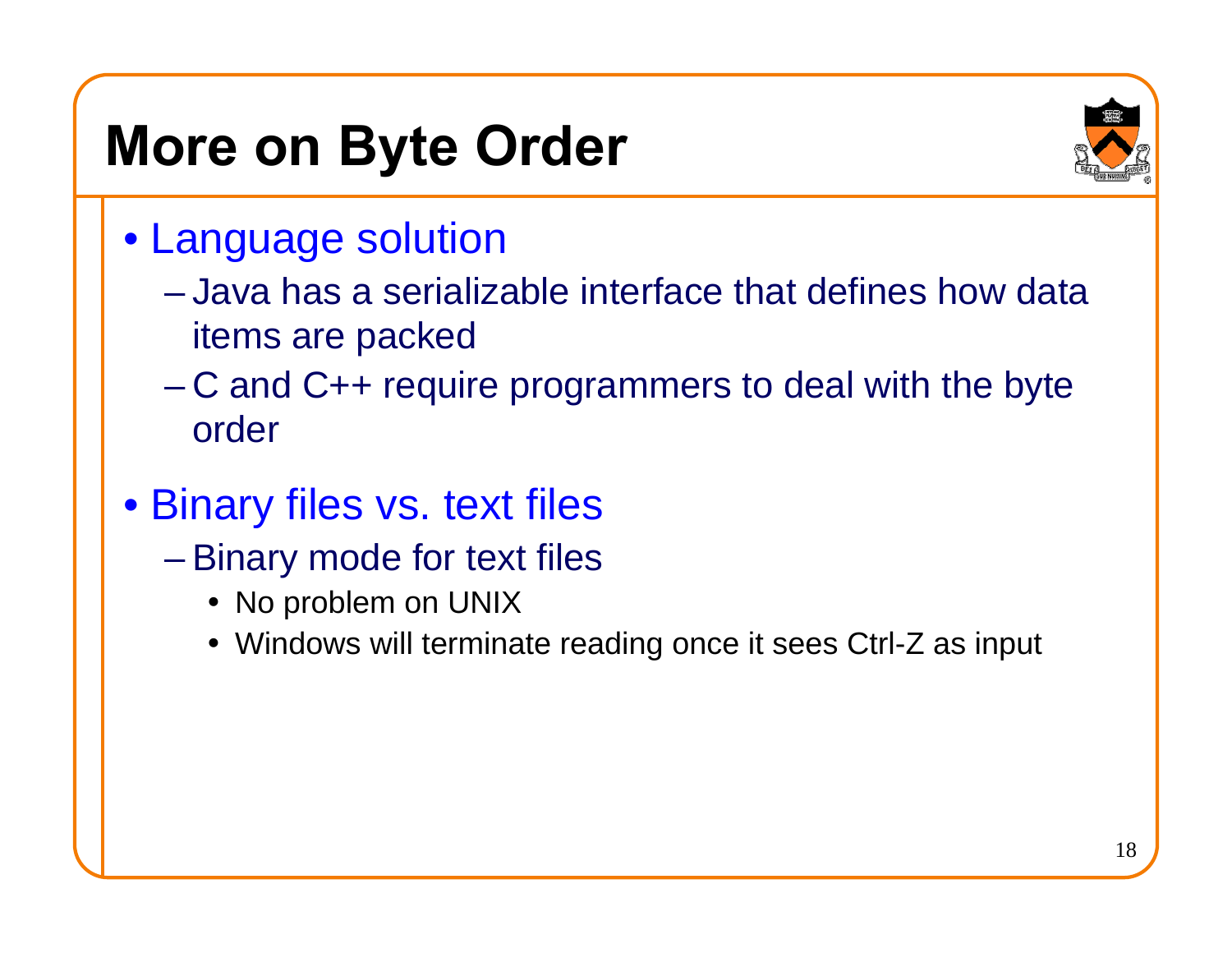# More on Byte Order

- Language solution
  - Java has a serializable interface that defines how data items are packed
  - C and C++ require programmers to deal with the byte order
- Binary files vs. text files
  - Binary mode for text files
    - No problem on UNIX
    - Windows will terminate reading once it sees Ctrl-Z as input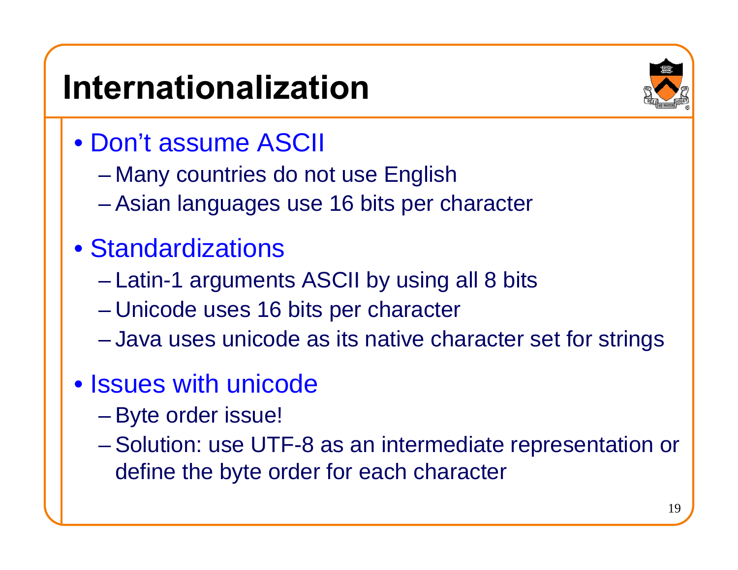# Internationalization

- Don't assume ASCII
  - Many countries do not use English
  - Asian languages use 16 bits per character
- Standardizations
  - Latin-1 arguments ASCII by using all 8 bits
  - Unicode uses 16 bits per character
  - Java uses unicode as its native character set for strings
- Issues with unicode
  - Byte order issue!
  - Solution: use UTF-8 as an intermediate representation or define the byte order for each character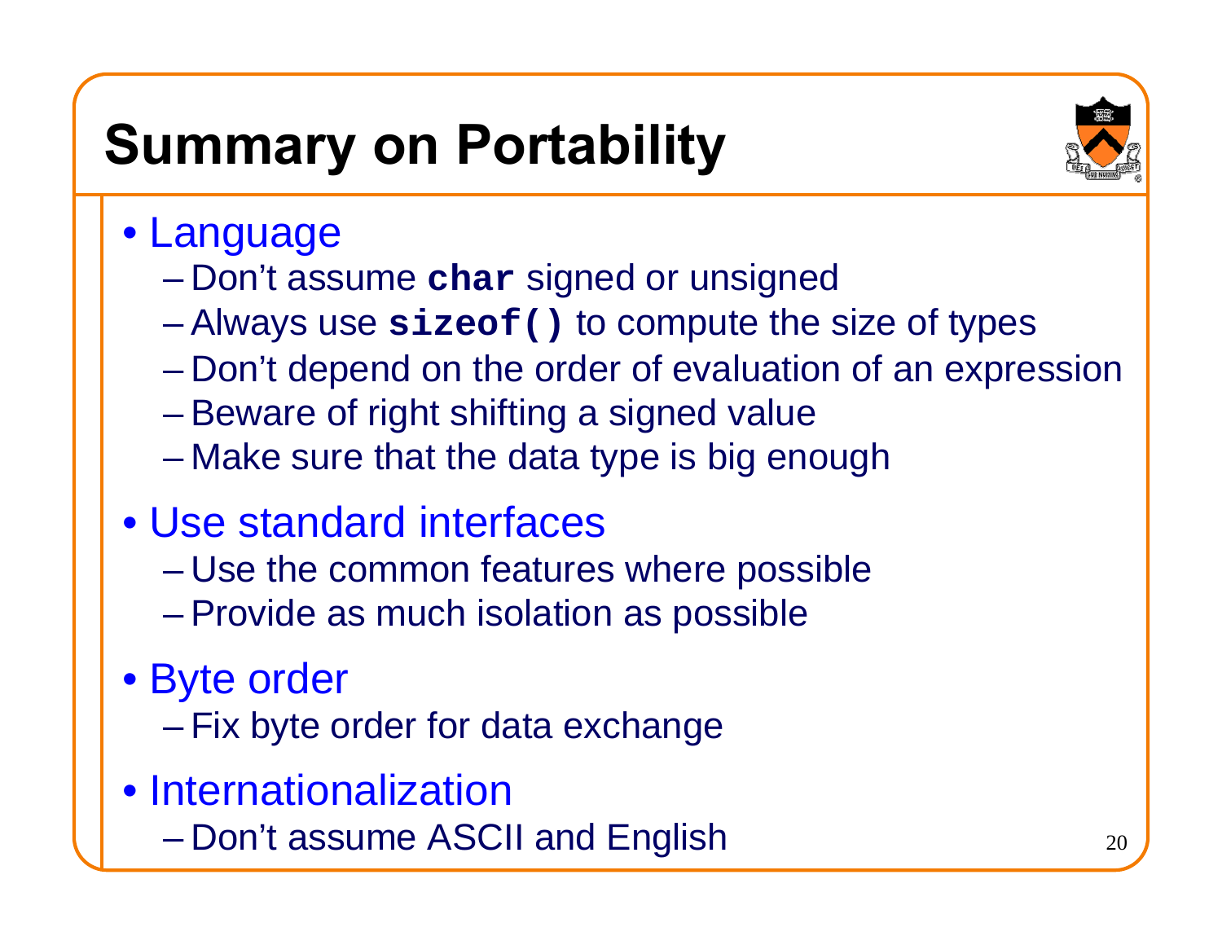# Summary on Portability

- Language
  - Don't assume `char` signed or unsigned
  - Always use `sizeof()` to compute the size of types
  - Don't depend on the order of evaluation of an expression
  - Beware of right shifting a signed value
  - Make sure that the data type is big enough
- Use standard interfaces
  - Use the common features where possible
  - Provide as much isolation as possible
- Byte order
  - Fix byte order for data exchange
- Internationalization
  - Don't assume ASCII and English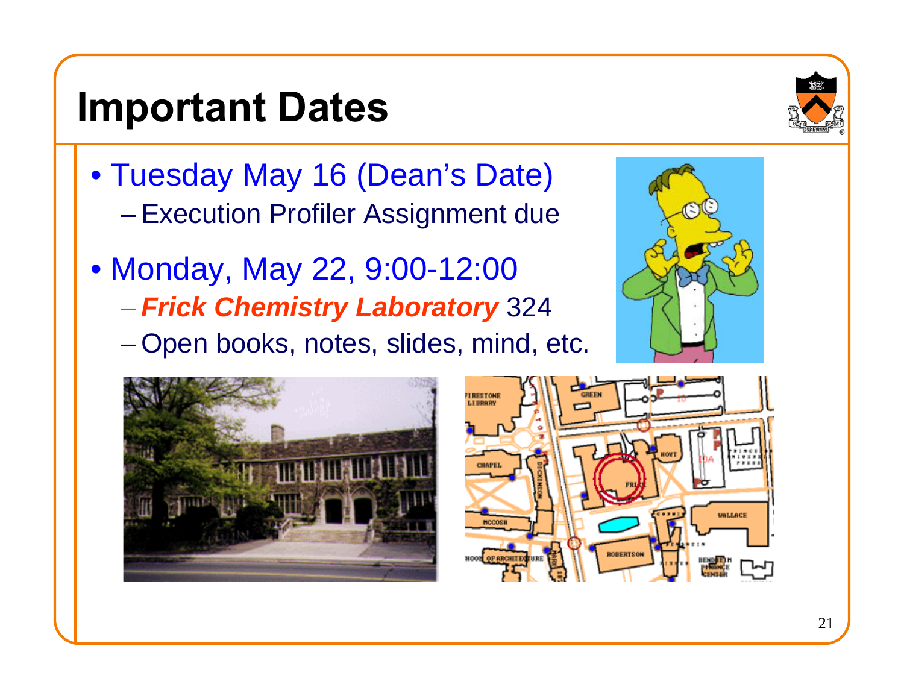# Important Dates

- Tuesday May 16 (Dean's Date)
  - Execution Profiler Assignment due
- Monday, May 22, 9:00-12:00
  - ***Frick Chemistry Laboratory*** 324
  - Open books, notes, slides, mind, etc.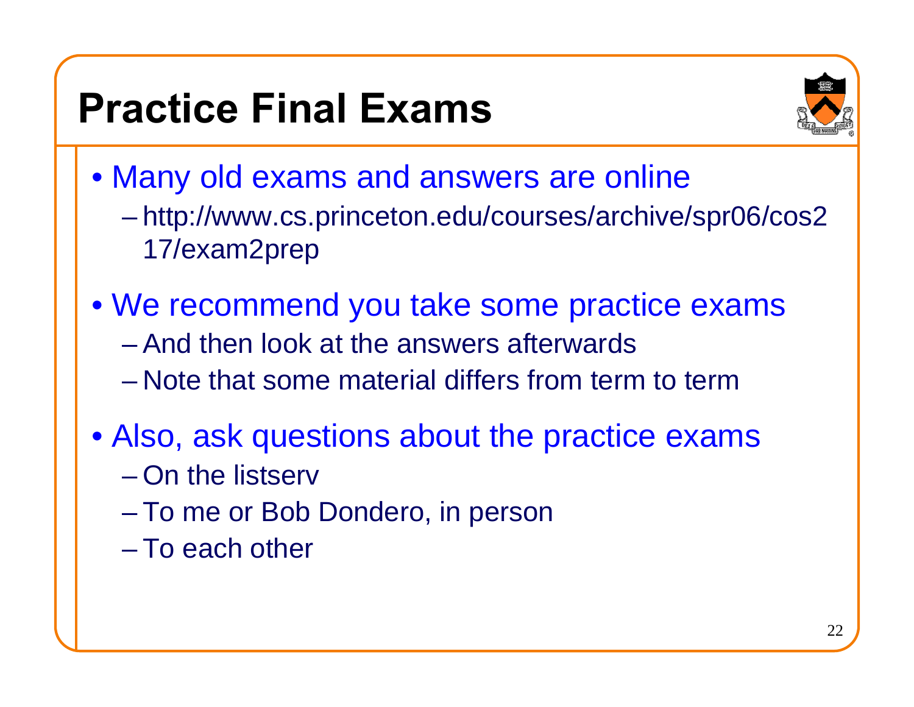# Practice Final Exams

- Many old exams and answers are online
  - http://www.cs.princeton.edu/courses/archive/spr06/cos217/exam2prep
- We recommend you take some practice exams
  - And then look at the answers afterwards
  - Note that some material differs from term to term
- Also, ask questions about the practice exams
  - On the listserv
  - To me or Bob Dondero, in person
  - To each other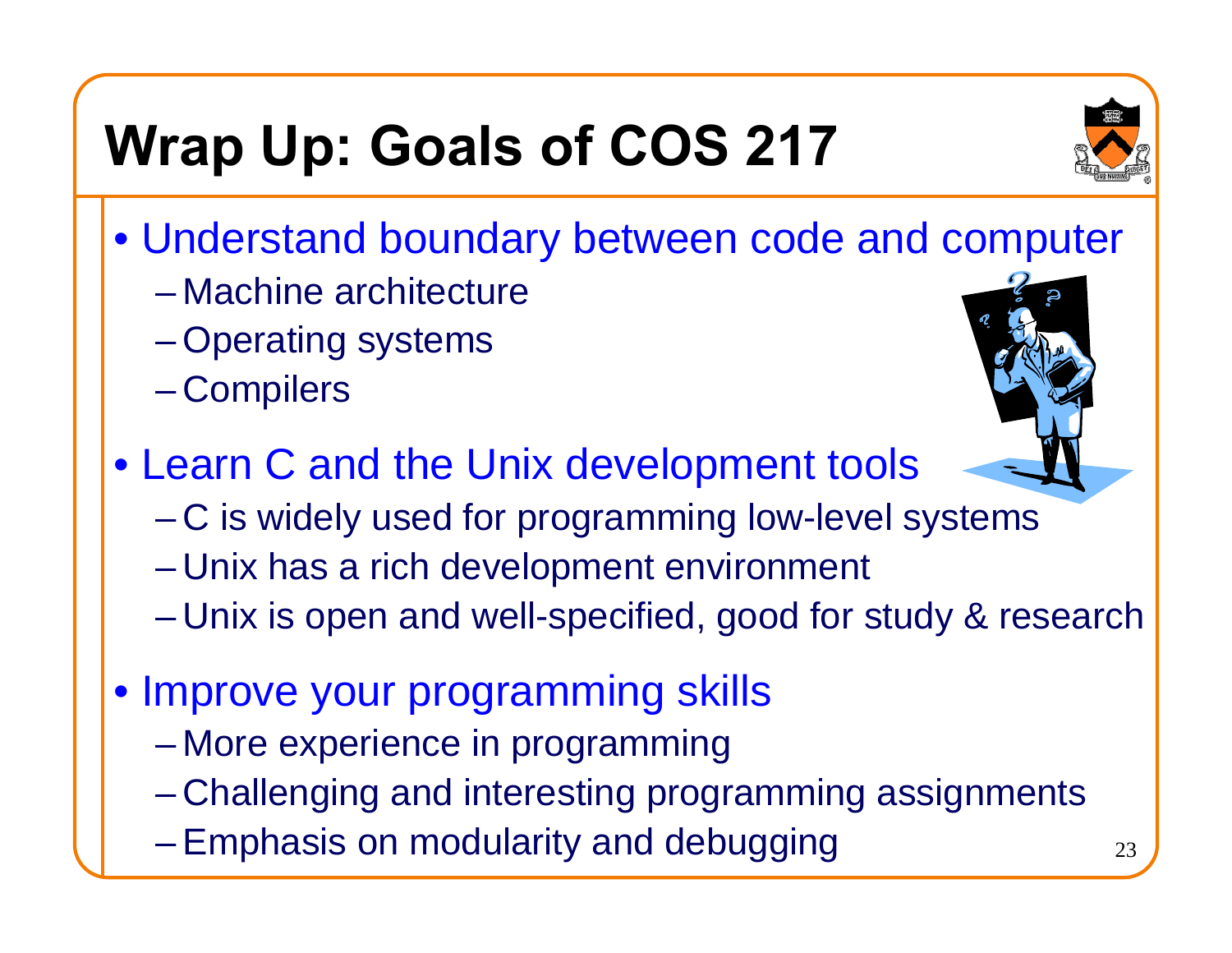# Wrap Up: Goals of COS 217

- Understand boundary between code and computer
  - Machine architecture
  - Operating systems
  - Compilers
- Learn C and the Unix development tools
  - C is widely used for programming low-level systems
  - Unix has a rich development environment
  - Unix is open and well-specified, good for study & research
- Improve your programming skills
  - More experience in programming
  - Challenging and interesting programming assignments
  - Emphasis on modularity and debugging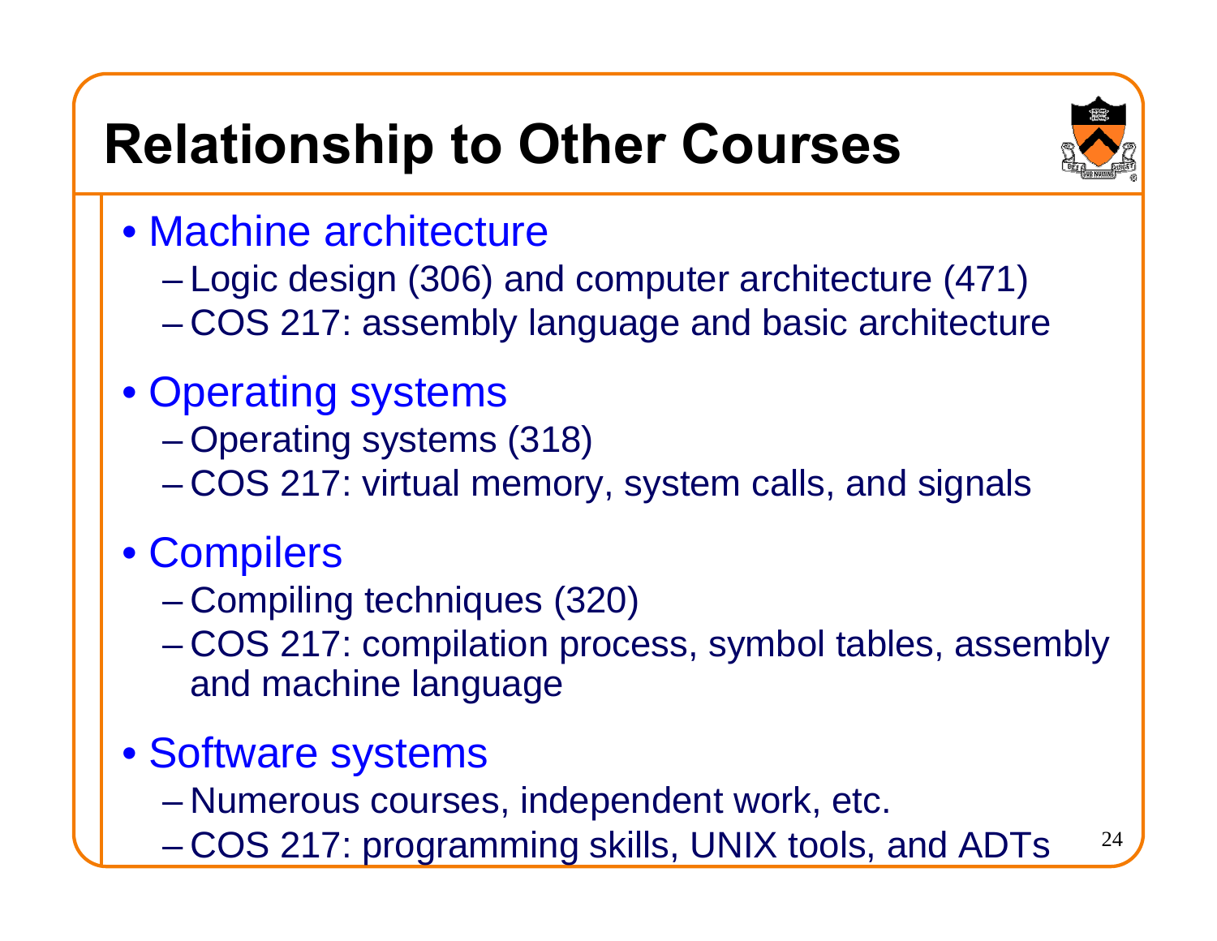# Relationship to Other Courses

- Machine architecture
  - Logic design (306) and computer architecture (471)
  - COS 217: assembly language and basic architecture
- Operating systems
  - Operating systems (318)
  - COS 217: virtual memory, system calls, and signals
- Compilers
  - Compiling techniques (320)
  - COS 217: compilation process, symbol tables, assembly and machine language
- Software systems
  - Numerous courses, independent work, etc.
  - COS 217: programming skills, UNIX tools, and ADTs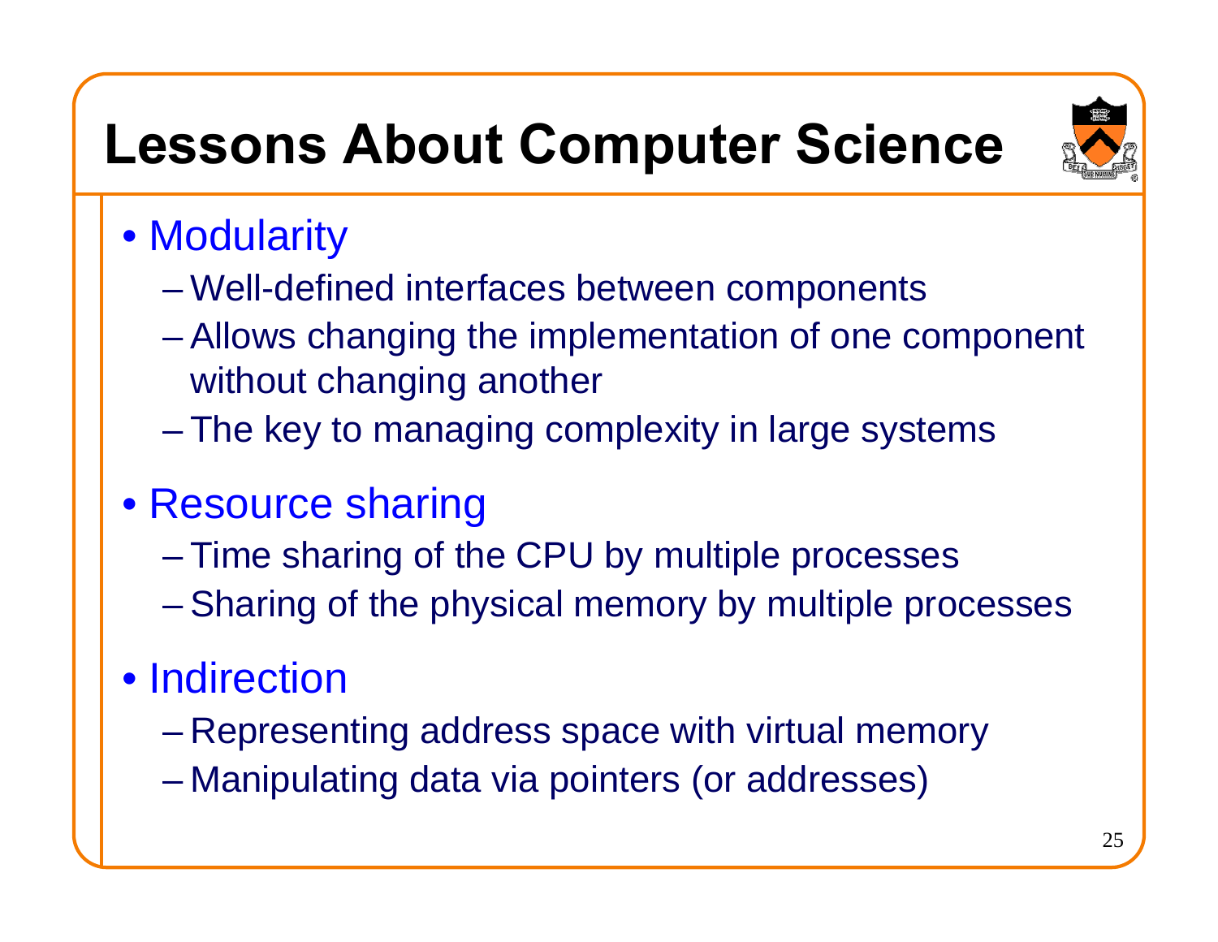# Lessons About Computer Science

- Modularity
  - Well-defined interfaces between components
  - Allows changing the implementation of one component without changing another
  - The key to managing complexity in large systems
- Resource sharing
  - Time sharing of the CPU by multiple processes
  - Sharing of the physical memory by multiple processes
- Indirection
  - Representing address space with virtual memory
  - Manipulating data via pointers (or addresses)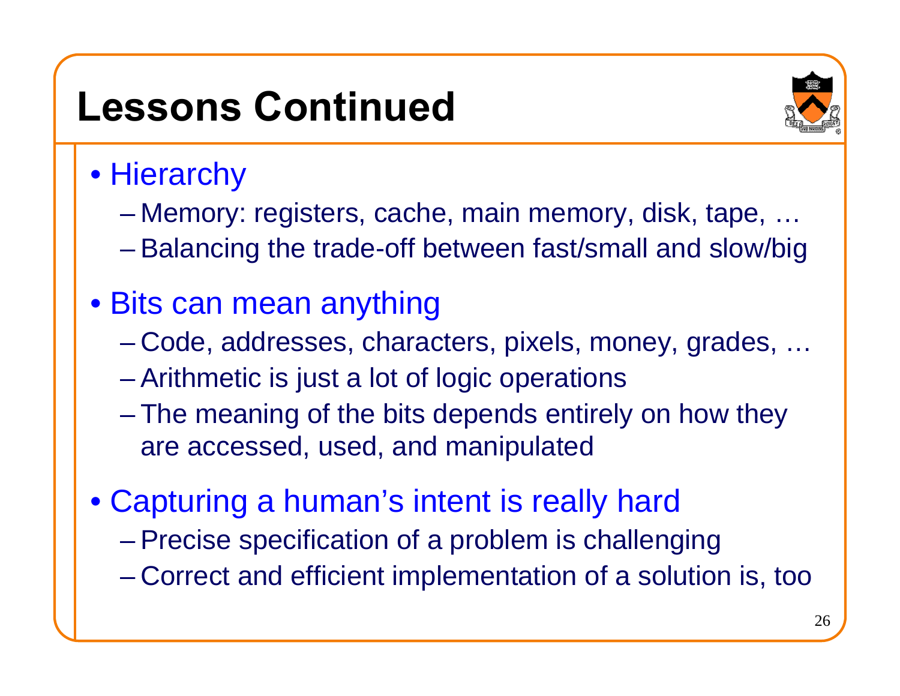# Lessons Continued

- Hierarchy
  - Memory: registers, cache, main memory, disk, tape, …
  - Balancing the trade-off between fast/small and slow/big
- Bits can mean anything
  - Code, addresses, characters, pixels, money, grades, …
  - Arithmetic is just a lot of logic operations
  - The meaning of the bits depends entirely on how they are accessed, used, and manipulated
- Capturing a human's intent is really hard
  - Precise specification of a problem is challenging
  - Correct and efficient implementation of a solution is, too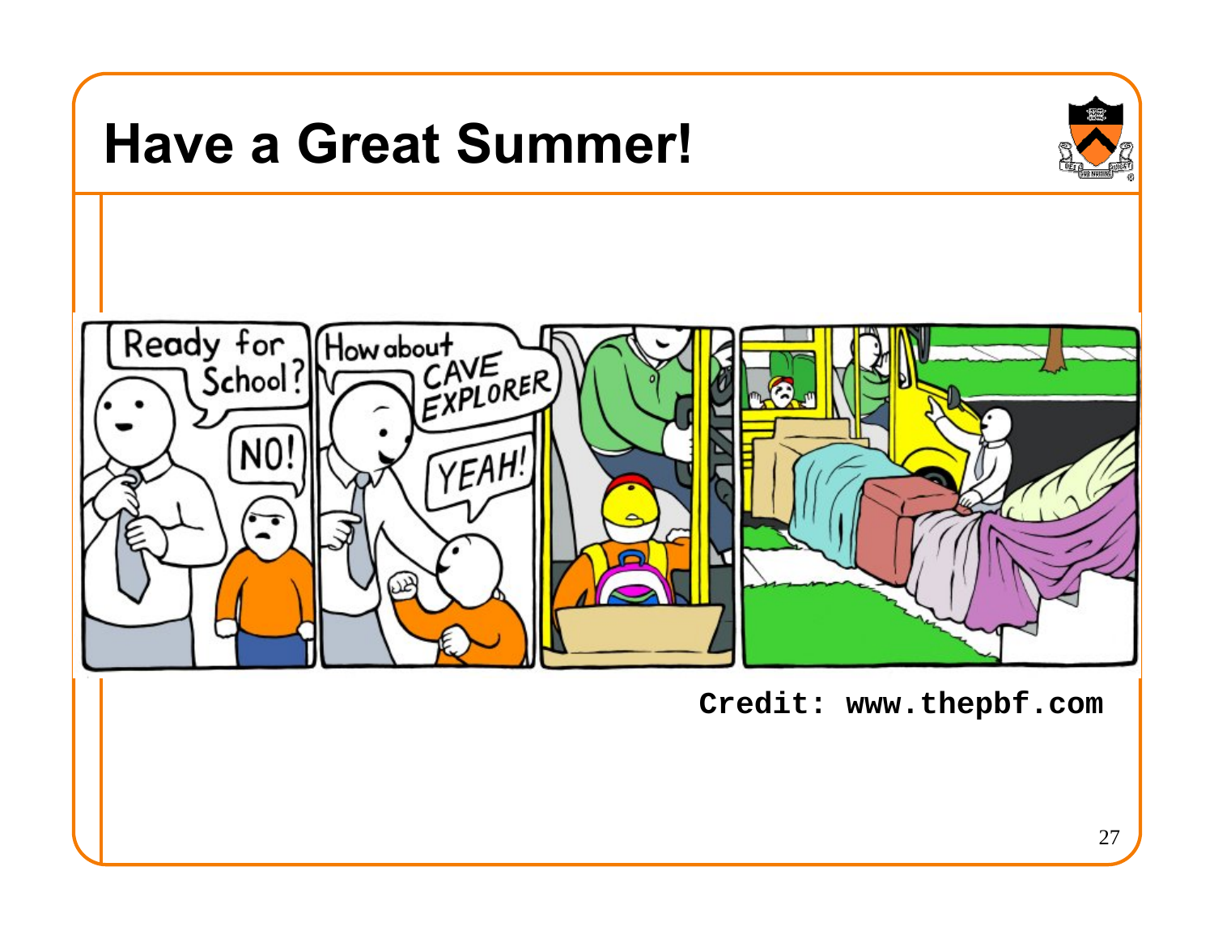# Have a Great Summer!

Credit: www.thepbf.com